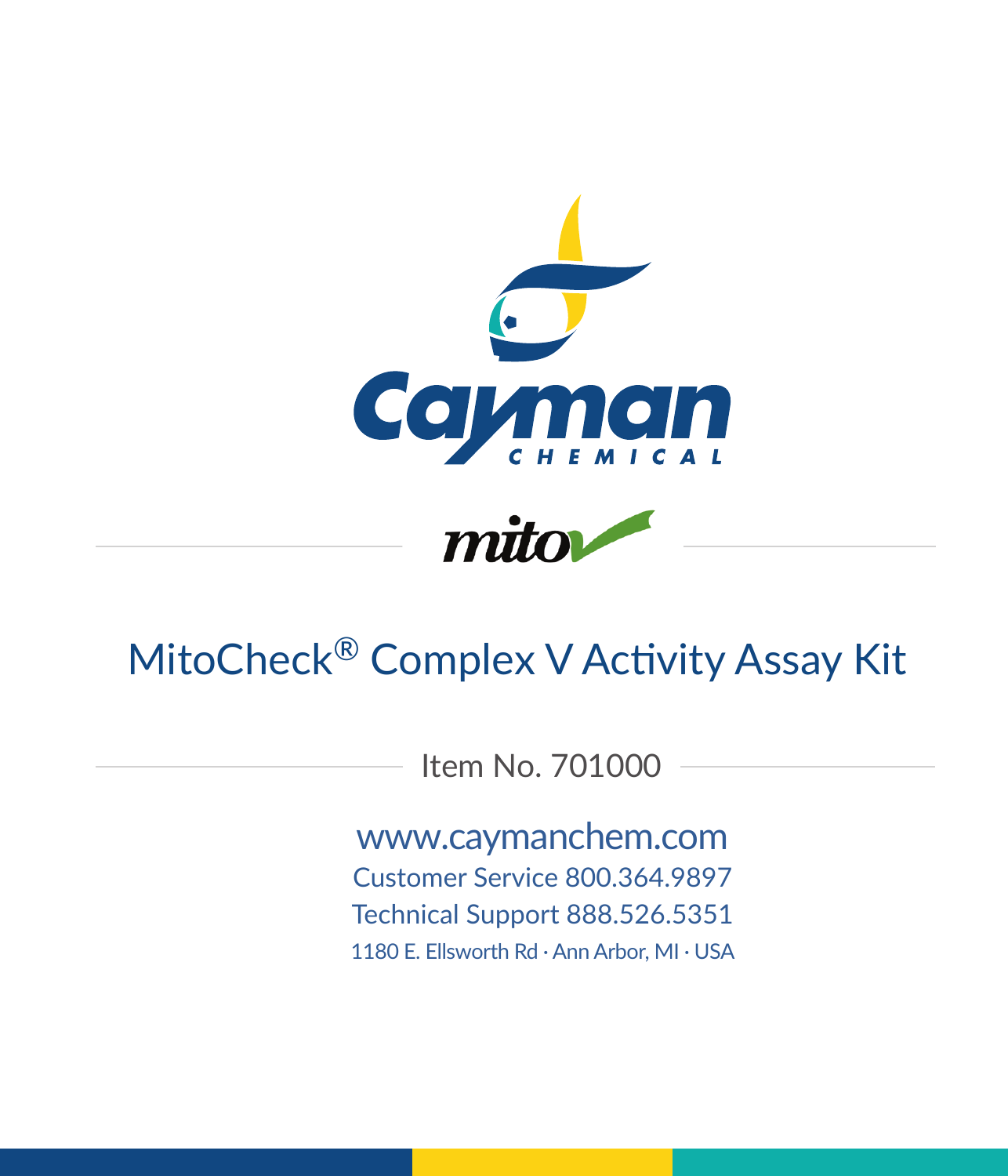# MitoCheck® Complex V Activity Assay Kit

Item No. 701000

www.caymanchem.com

Customer Service 800.364.9897

Technical Support 888.526.5351

1180 E. Ellsworth Rd · Ann Arbor, MI · USA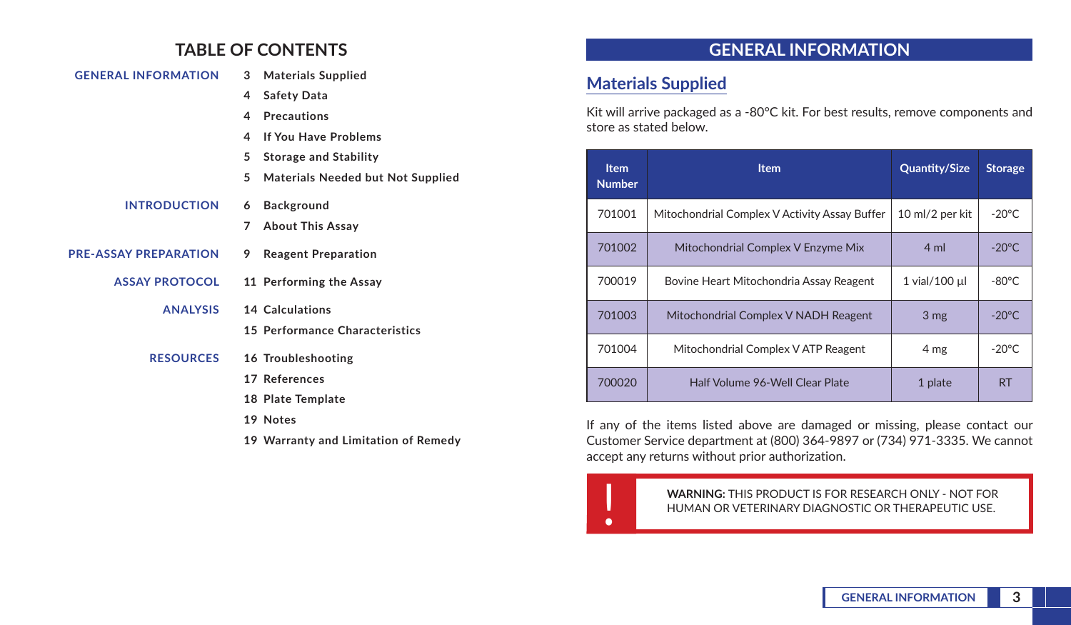# TABLE OF CONTENTS

**GENERAL INFORMATION**
- 3 Materials Supplied
- 4 Safety Data
- 4 Precautions
- 4 If You Have Problems
- 5 Storage and Stability
- 5 Materials Needed but Not Supplied

**INTRODUCTION**
- 6 Background
- 7 About This Assay

**PRE-ASSAY PREPARATION**
- 9 Reagent Preparation

**ASSAY PROTOCOL**
- 11 Performing the Assay

**ANALYSIS**
- 14 Calculations
- 15 Performance Characteristics

**RESOURCES**
- 16 Troubleshooting
- 17 References
- 18 Plate Template
- 19 Notes
- 19 Warranty and Limitation of Remedy

# GENERAL INFORMATION

## Materials Supplied

Kit will arrive packaged as a -80°C kit. For best results, remove components and store as stated below.

| Item Number | Item | Quantity/Size | Storage |
|---|---|---|---|
| 701001 | Mitochondrial Complex V Activity Assay Buffer | 10 ml/2 per kit | -20°C |
| 701002 | Mitochondrial Complex V Enzyme Mix | 4 ml | -20°C |
| 700019 | Bovine Heart Mitochondria Assay Reagent | 1 vial/100 µl | -80°C |
| 701003 | Mitochondrial Complex V NADH Reagent | 3 mg | -20°C |
| 701004 | Mitochondrial Complex V ATP Reagent | 4 mg | -20°C |
| 700020 | Half Volume 96-Well Clear Plate | 1 plate | RT |

If any of the items listed above are damaged or missing, please contact our Customer Service department at (800) 364-9897 or (734) 971-3335. We cannot accept any returns without prior authorization.

**WARNING:** THIS PRODUCT IS FOR RESEARCH ONLY - NOT FOR HUMAN OR VETERINARY DIAGNOSTIC OR THERAPEUTIC USE.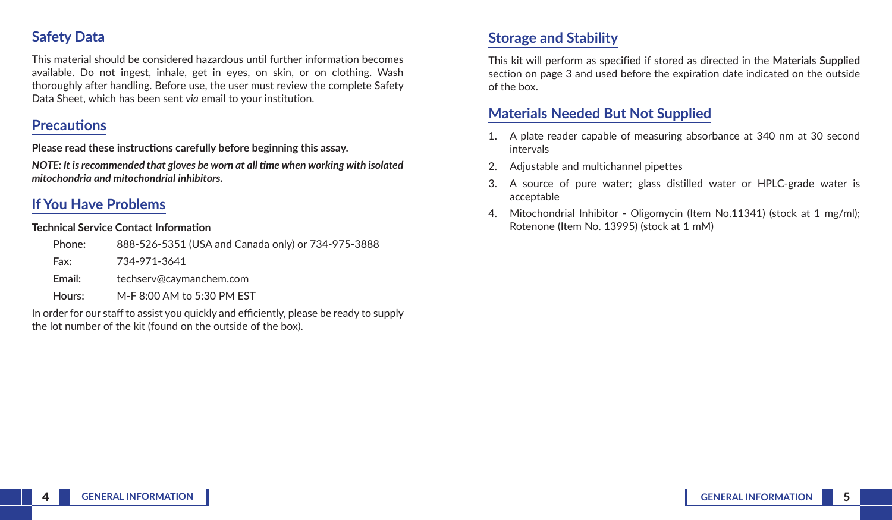## Safety Data

This material should be considered hazardous until further information becomes available. Do not ingest, inhale, get in eyes, on skin, or on clothing. Wash thoroughly after handling. Before use, the user must review the complete Safety Data Sheet, which has been sent *via* email to your institution.

## Precautions

**Please read these instructions carefully before beginning this assay.**

***NOTE: It is recommended that gloves be worn at all time when working with isolated mitochondria and mitochondrial inhibitors.***

## If You Have Problems

**Technical Service Contact Information**

| | |
|---|---|
| **Phone:** | 888-526-5351 (USA and Canada only) or 734-975-3888 |
| **Fax:** | 734-971-3641 |
| **Email:** | techserv@caymanchem.com |
| **Hours:** | M-F 8:00 AM to 5:30 PM EST |

In order for our staff to assist you quickly and efficiently, please be ready to supply the lot number of the kit (found on the outside of the box).

## Storage and Stability

This kit will perform as specified if stored as directed in the **Materials Supplied** section on page 3 and used before the expiration date indicated on the outside of the box.

## Materials Needed But Not Supplied

1. A plate reader capable of measuring absorbance at 340 nm at 30 second intervals
2. Adjustable and multichannel pipettes
3. A source of pure water; glass distilled water or HPLC-grade water is acceptable
4. Mitochondrial Inhibitor - Oligomycin (Item No.11341) (stock at 1 mg/ml); Rotenone (Item No. 13995) (stock at 1 mM)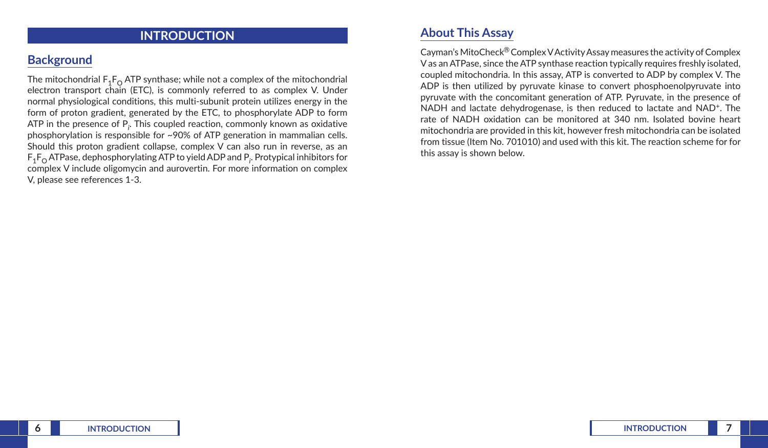# INTRODUCTION

## Background

The mitochondrial $F_1F_O$ ATP synthase; while not a complex of the mitochondrial electron transport chain (ETC), is commonly referred to as complex V. Under normal physiological conditions, this multi-subunit protein utilizes energy in the form of proton gradient, generated by the ETC, to phosphorylate ADP to form ATP in the presence of $P_i$. This coupled reaction, commonly known as oxidative phosphorylation is responsible for ~90% of ATP generation in mammalian cells. Should this proton gradient collapse, complex V can also run in reverse, as an $F_1F_O$ ATPase, dephosphorylating ATP to yield ADP and $P_i$. Protypical inhibitors for complex V include oligomycin and aurovertin. For more information on complex V, please see references 1-3.

## About This Assay

Cayman's MitoCheck® Complex V Activity Assay measures the activity of Complex V as an ATPase, since the ATP synthase reaction typically requires freshly isolated, coupled mitochondria. In this assay, ATP is converted to ADP by complex V. The ADP is then utilized by pyruvate kinase to convert phosphoenolpyruvate into pyruvate with the concomitant generation of ATP. Pyruvate, in the presence of NADH and lactate dehydrogenase, is then reduced to lactate and $NAD^+$. The rate of NADH oxidation can be monitored at 340 nm. Isolated bovine heart mitochondria are provided in this kit, however fresh mitochondria can be isolated from tissue (Item No. 701010) and used with this kit. The reaction scheme for for this assay is shown below.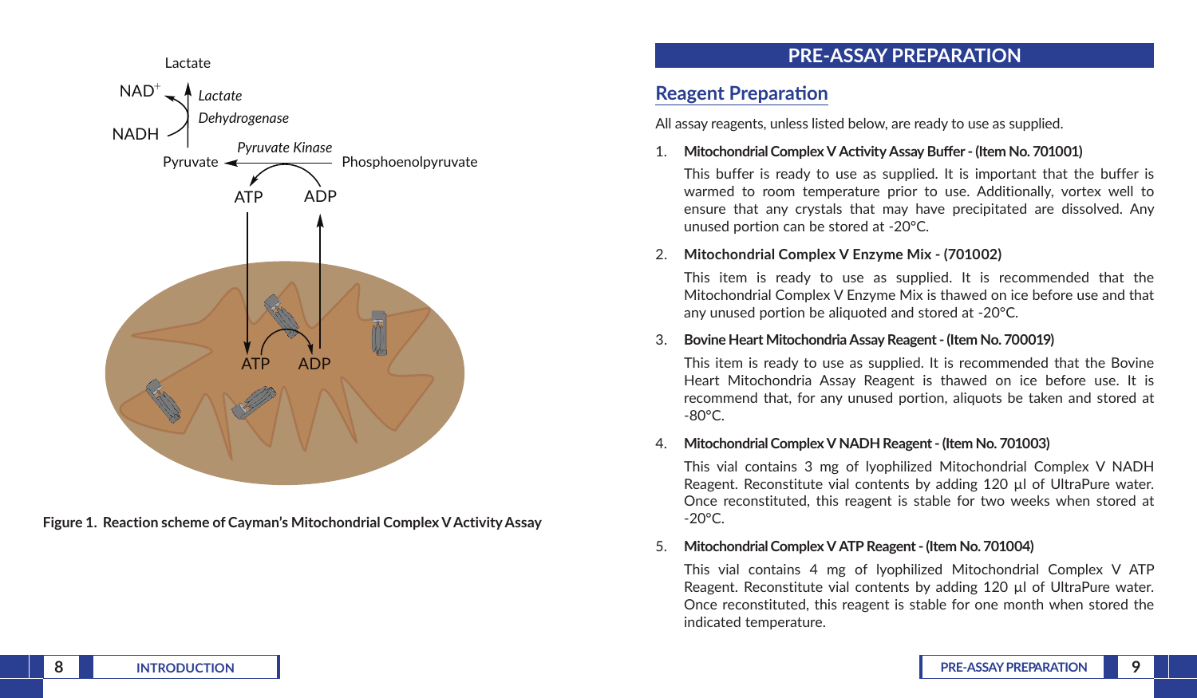Figure 1. Reaction scheme of Cayman's Mitochondrial Complex V Activity Assay

# PRE-ASSAY PREPARATION

## Reagent Preparation

All assay reagents, unless listed below, are ready to use as supplied.

1. **Mitochondrial Complex V Activity Assay Buffer - (Item No. 701001)**

   This buffer is ready to use as supplied. It is important that the buffer is warmed to room temperature prior to use. Additionally, vortex well to ensure that any crystals that may have precipitated are dissolved. Any unused portion can be stored at -20°C.

2. **Mitochondrial Complex V Enzyme Mix - (701002)**

   This item is ready to use as supplied. It is recommended that the Mitochondrial Complex V Enzyme Mix is thawed on ice before use and that any unused portion be aliquoted and stored at -20°C.

3. **Bovine Heart Mitochondria Assay Reagent - (Item No. 700019)**

   This item is ready to use as supplied. It is recommended that the Bovine Heart Mitochondria Assay Reagent is thawed on ice before use. It is recommend that, for any unused portion, aliquots be taken and stored at -80°C.

4. **Mitochondrial Complex V NADH Reagent - (Item No. 701003)**

   This vial contains 3 mg of lyophilized Mitochondrial Complex V NADH Reagent. Reconstitute vial contents by adding 120 µl of UltraPure water. Once reconstituted, this reagent is stable for two weeks when stored at -20°C.

5. **Mitochondrial Complex V ATP Reagent - (Item No. 701004)**

   This vial contains 4 mg of lyophilized Mitochondrial Complex V ATP Reagent. Reconstitute vial contents by adding 120 µl of UltraPure water. Once reconstituted, this reagent is stable for one month when stored the indicated temperature.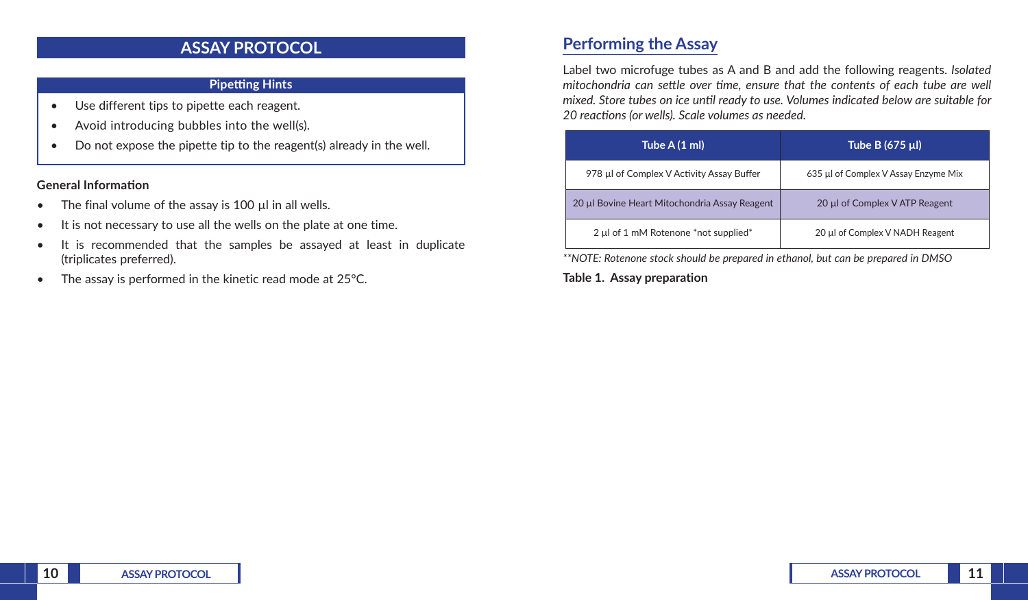# ASSAY PROTOCOL

### Pipetting Hints

- Use different tips to pipette each reagent.
- Avoid introducing bubbles into the well(s).
- Do not expose the pipette tip to the reagent(s) already in the well.

**General Information**

- The final volume of the assay is 100 µl in all wells.
- It is not necessary to use all the wells on the plate at one time.
- It is recommended that the samples be assayed at least in duplicate (triplicates preferred).
- The assay is performed in the kinetic read mode at 25°C.

## Performing the Assay

Label two microfuge tubes as A and B and add the following reagents. *Isolated mitochondria can settle over time, ensure that the contents of each tube are well mixed. Store tubes on ice until ready to use. Volumes indicated below are suitable for 20 reactions (or wells). Scale volumes as needed.*

| Tube A (1 ml) | Tube B (675 µl) |
|---|---|
| 978 µl of Complex V Activity Assay Buffer | 635 µl of Complex V Assay Enzyme Mix |
| 20 µl Bovine Heart Mitochondria Assay Reagent | 20 µl of Complex V ATP Reagent |
| 2 µl of 1 mM Rotenone *not supplied* | 20 µl of Complex V NADH Reagent |

*\*\*NOTE: Rotenone stock should be prepared in ethanol, but can be prepared in DMSO*

**Table 1. Assay preparation**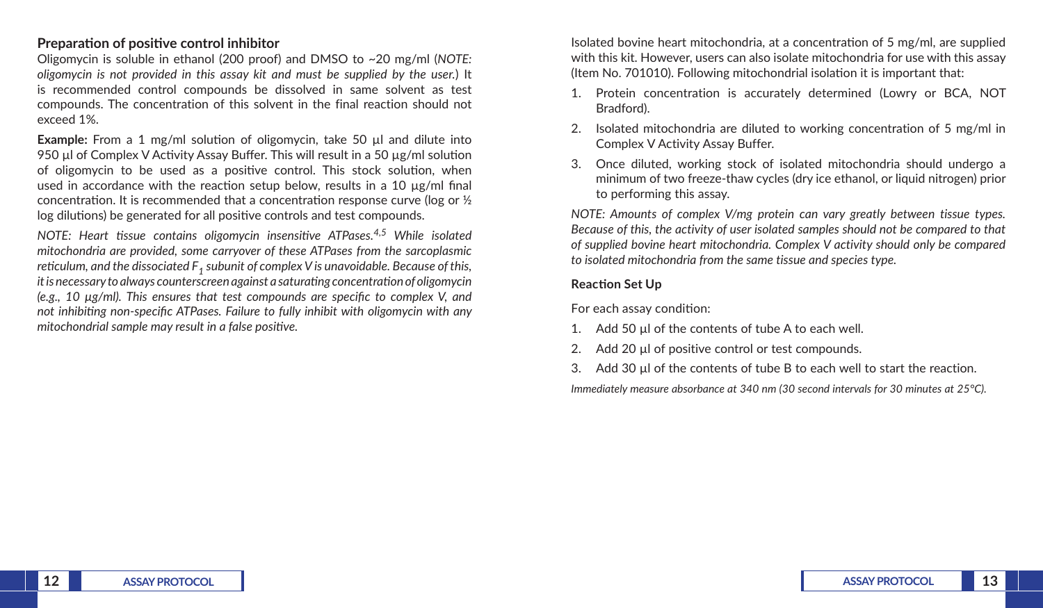### Preparation of positive control inhibitor

Oligomycin is soluble in ethanol (200 proof) and DMSO to ~20 mg/ml (*NOTE: oligomycin is not provided in this assay kit and must be supplied by the user.*) It is recommended control compounds be dissolved in same solvent as test compounds. The concentration of this solvent in the final reaction should not exceed 1%.

**Example:** From a 1 mg/ml solution of oligomycin, take 50 µl and dilute into 950 µl of Complex V Activity Assay Buffer. This will result in a 50 µg/ml solution of oligomycin to be used as a positive control. This stock solution, when used in accordance with the reaction setup below, results in a 10 µg/ml final concentration. It is recommended that a concentration response curve (log or ½ log dilutions) be generated for all positive controls and test compounds.

*NOTE: Heart tissue contains oligomycin insensitive ATPases.[4,5] While isolated mitochondria are provided, some carryover of these ATPases from the sarcoplasmic reticulum, and the dissociated $F_1$ subunit of complex V is unavoidable. Because of this, it is necessary to always counterscreen against a saturating concentration of oligomycin (e.g., 10 µg/ml). This ensures that test compounds are specific to complex V, and not inhibiting non-specific ATPases. Failure to fully inhibit with oligomycin with any mitochondrial sample may result in a false positive.*

Isolated bovine heart mitochondria, at a concentration of 5 mg/ml, are supplied with this kit. However, users can also isolate mitochondria for use with this assay (Item No. 701010). Following mitochondrial isolation it is important that:

1. Protein concentration is accurately determined (Lowry or BCA, NOT Bradford).
2. Isolated mitochondria are diluted to working concentration of 5 mg/ml in Complex V Activity Assay Buffer.
3. Once diluted, working stock of isolated mitochondria should undergo a minimum of two freeze-thaw cycles (dry ice ethanol, or liquid nitrogen) prior to performing this assay.

*NOTE: Amounts of complex V/mg protein can vary greatly between tissue types. Because of this, the activity of user isolated samples should not be compared to that of supplied bovine heart mitochondria. Complex V activity should only be compared to isolated mitochondria from the same tissue and species type.*

### Reaction Set Up

For each assay condition:

1. Add 50 µl of the contents of tube A to each well.
2. Add 20 µl of positive control or test compounds.
3. Add 30 µl of the contents of tube B to each well to start the reaction.

*Immediately measure absorbance at 340 nm (30 second intervals for 30 minutes at 25°C).*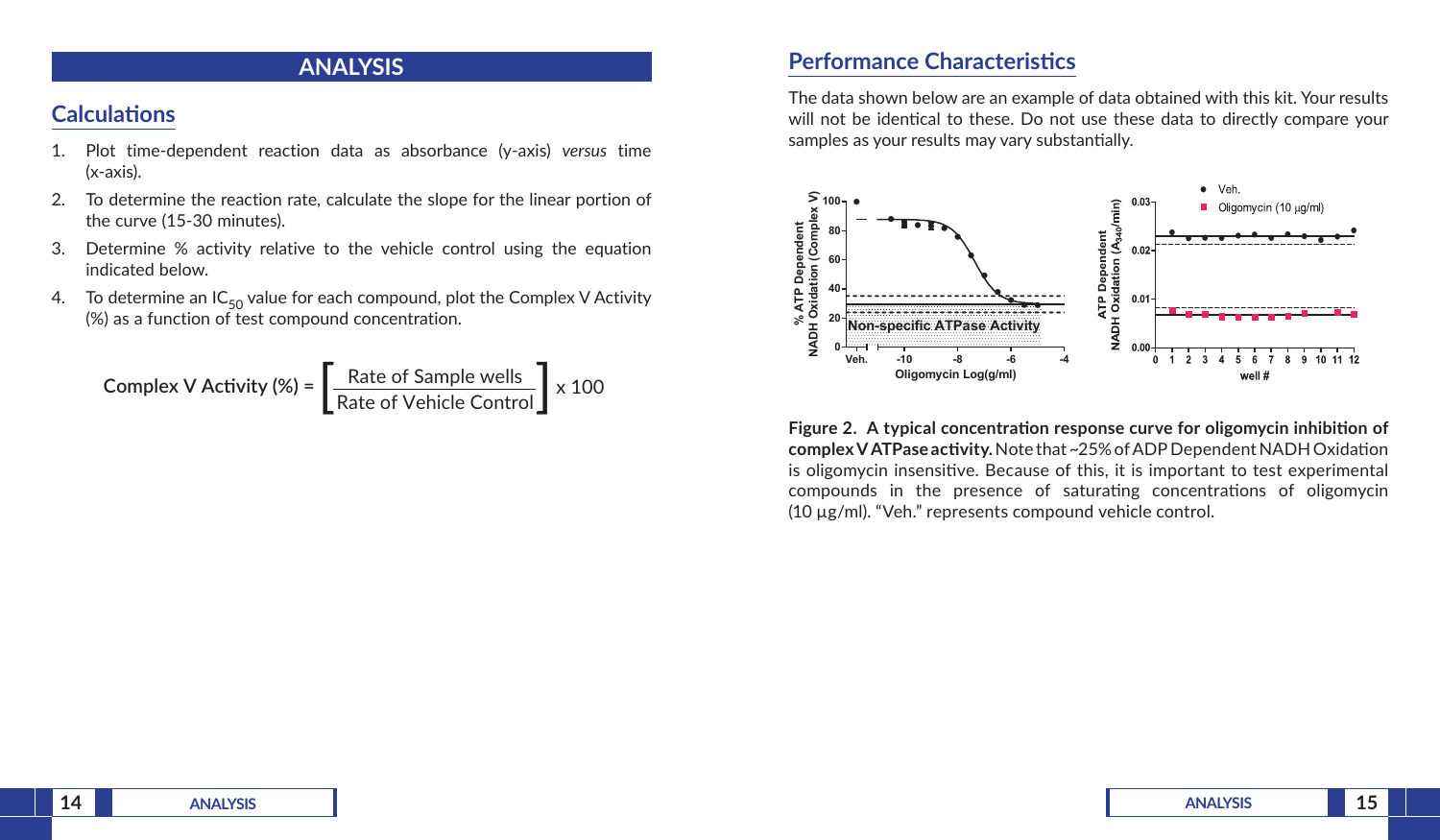# ANALYSIS

## Calculations

1. Plot time-dependent reaction data as absorbance (y-axis) *versus* time (x-axis).
2. To determine the reaction rate, calculate the slope for the linear portion of the curve (15-30 minutes).
3. Determine % activity relative to the vehicle control using the equation indicated below.
4. To determine an $IC_{50}$ value for each compound, plot the Complex V Activity (%) as a function of test compound concentration.

$$\text{Complex V Activity (\%)} = \left[\frac{\text{Rate of Sample wells}}{\text{Rate of Vehicle Control}}\right] \times 100$$

## Performance Characteristics

The data shown below are an example of data obtained with this kit. Your results will not be identical to these. Do not use these data to directly compare your samples as your results may vary substantially.

**Figure 2. A typical concentration response curve for oligomycin inhibition of complex V ATPase activity.** Note that ~25% of ADP Dependent NADH Oxidation is oligomycin insensitive. Because of this, it is important to test experimental compounds in the presence of saturating concentrations of oligomycin (10 µg/ml). "Veh." represents compound vehicle control.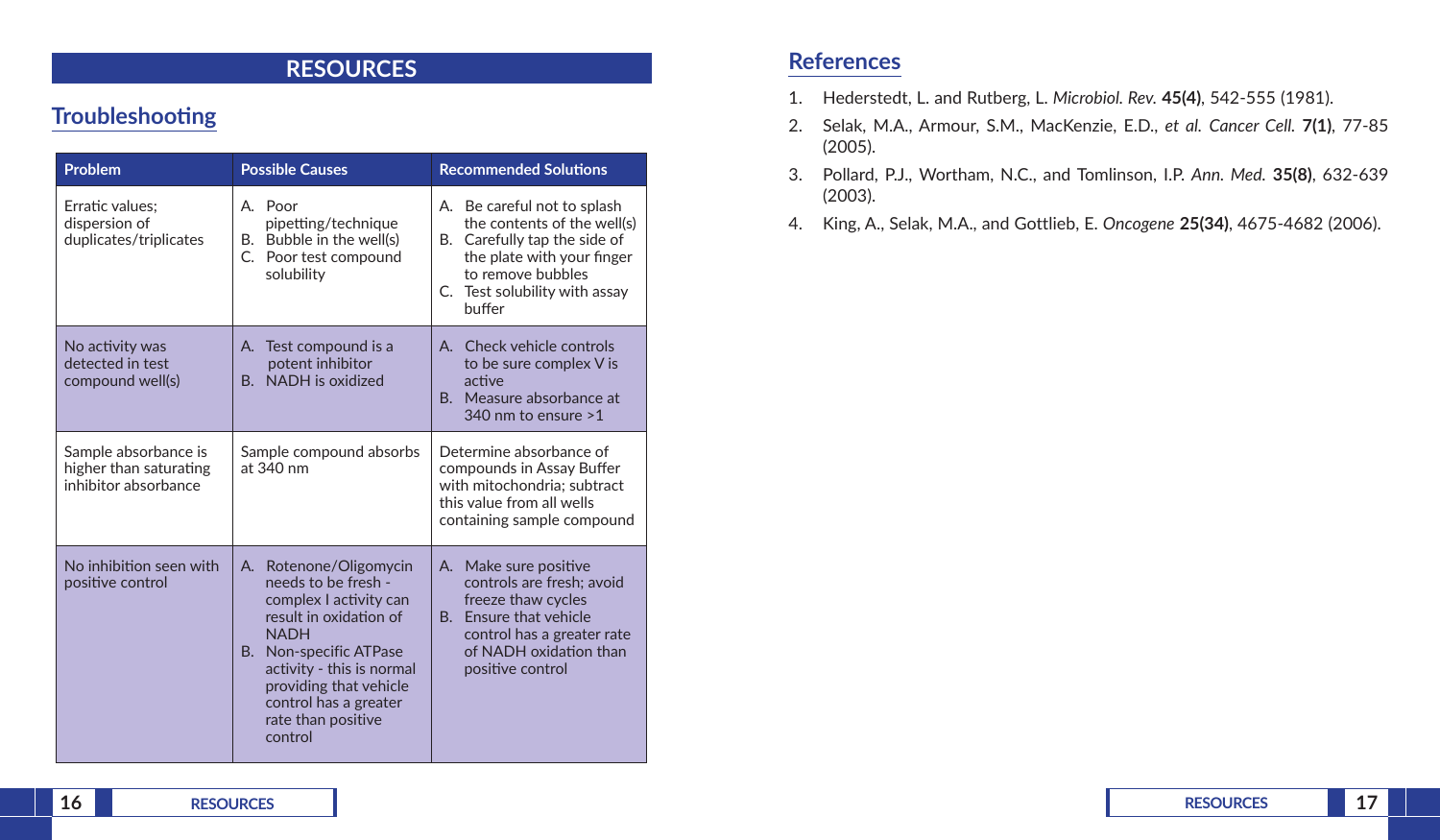# RESOURCES

## Troubleshooting

| Problem | Possible Causes | Recommended Solutions |
| --- | --- | --- |
| Erratic values; dispersion of duplicates/triplicates | A. Poor pipetting/technique<br>B. Bubble in the well(s)<br>C. Poor test compound solubility | A. Be careful not to splash the contents of the well(s)<br>B. Carefully tap the side of the plate with your finger to remove bubbles<br>C. Test solubility with assay buffer |
| No activity was detected in test compound well(s) | A. Test compound is a potent inhibitor<br>B. NADH is oxidized | A. Check vehicle controls to be sure complex V is active<br>B. Measure absorbance at 340 nm to ensure >1 |
| Sample absorbance is higher than saturating inhibitor absorbance | Sample compound absorbs at 340 nm | Determine absorbance of compounds in Assay Buffer with mitochondria; subtract this value from all wells containing sample compound |
| No inhibition seen with positive control | A. Rotenone/Oligomycin needs to be fresh - complex I activity can result in oxidation of NADH<br>B. Non-specific ATPase activity - this is normal providing that vehicle control has a greater rate than positive control | A. Make sure positive controls are fresh; avoid freeze thaw cycles<br>B. Ensure that vehicle control has a greater rate of NADH oxidation than positive control |

## References

1. Hederstedt, L. and Rutberg, L. *Microbiol. Rev.* **45(4)**, 542-555 (1981).
2. Selak, M.A., Armour, S.M., MacKenzie, E.D., *et al. Cancer Cell.* **7(1)**, 77-85 (2005).
3. Pollard, P.J., Wortham, N.C., and Tomlinson, I.P. *Ann. Med.* **35(8)**, 632-639 (2003).
4. King, A., Selak, M.A., and Gottlieb, E. *Oncogene* **25(34)**, 4675-4682 (2006).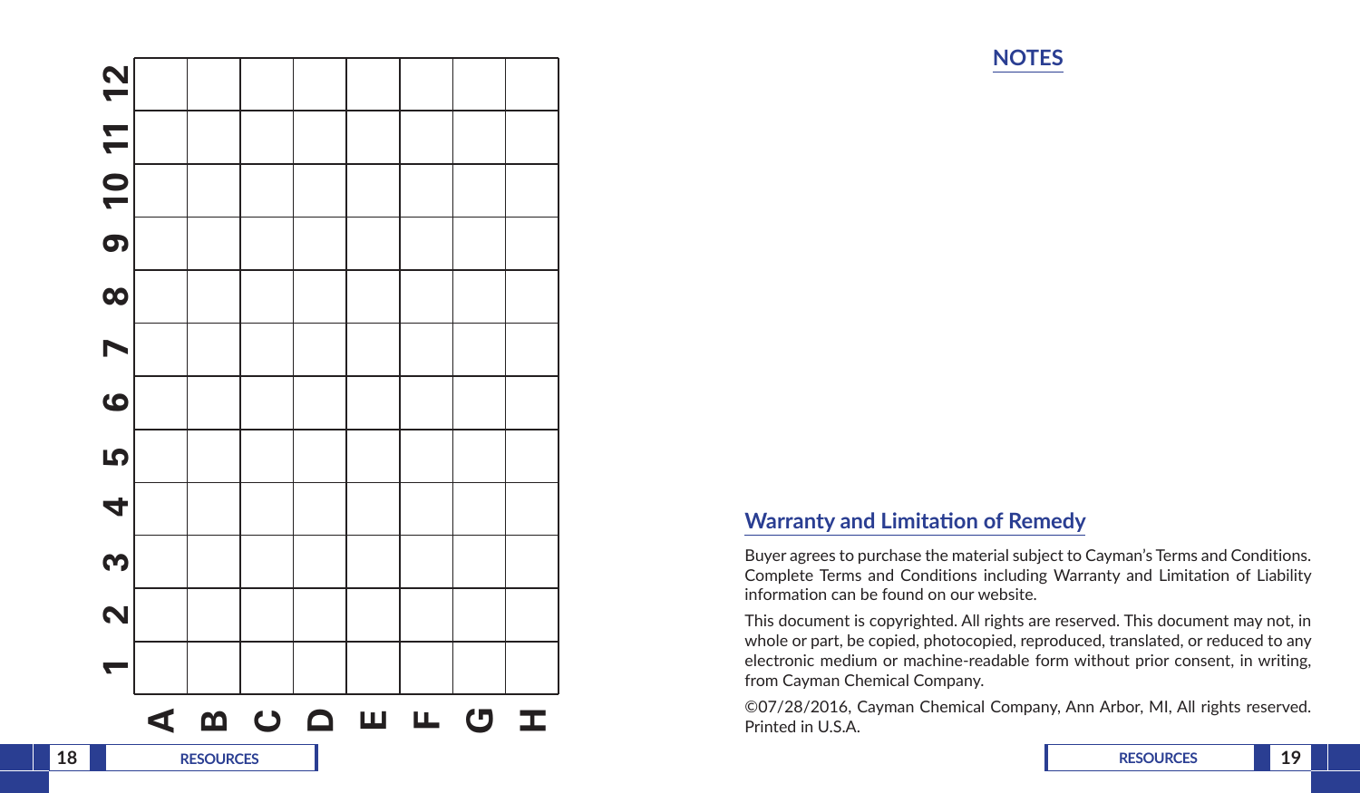| | 1 | 2 | 3 | 4 | 5 | 6 | 7 | 8 | 9 | 10 | 11 | 12 |
|---|---|---|---|---|---|---|---|---|---|---|---|---|
| A | | | | | | | | | | | | |
| B | | | | | | | | | | | | |
| C | | | | | | | | | | | | |
| D | | | | | | | | | | | | |
| E | | | | | | | | | | | | |
| F | | | | | | | | | | | | |
| G | | | | | | | | | | | | |
| H | | | | | | | | | | | | |

## NOTES

## Warranty and Limitation of Remedy

Buyer agrees to purchase the material subject to Cayman's Terms and Conditions. Complete Terms and Conditions including Warranty and Limitation of Liability information can be found on our website.

This document is copyrighted. All rights are reserved. This document may not, in whole or part, be copied, photocopied, reproduced, translated, or reduced to any electronic medium or machine-readable form without prior consent, in writing, from Cayman Chemical Company.

©07/28/2016, Cayman Chemical Company, Ann Arbor, MI, All rights reserved. Printed in U.S.A.